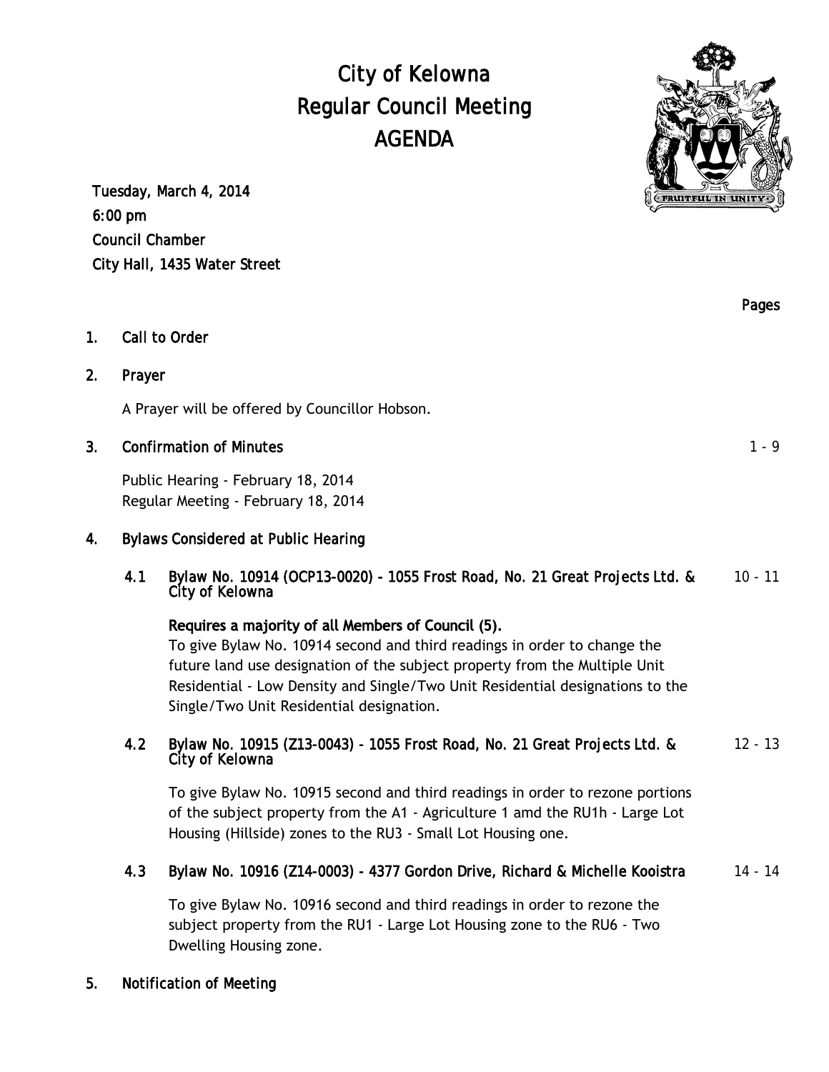# City of Kelowna
# Regular Council Meeting
# AGENDA

Tuesday, March 4, 2014
6:00 pm
Council Chamber
City Hall, 1435 Water Street

Pages

## 1. Call to Order

## 2. Prayer

A Prayer will be offered by Councillor Hobson.

## 3. Confirmation of Minutes — 1 - 9

Public Hearing - February 18, 2014
Regular Meeting - February 18, 2014

## 4. Bylaws Considered at Public Hearing

### 4.1 Bylaw No. 10914 (OCP13-0020) - 1055 Frost Road, No. 21 Great Projects Ltd. & City of Kelowna — 10 - 11

**Requires a majority of all Members of Council (5).**
To give Bylaw No. 10914 second and third readings in order to change the future land use designation of the subject property from the Multiple Unit Residential - Low Density and Single/Two Unit Residential designations to the Single/Two Unit Residential designation.

### 4.2 Bylaw No. 10915 (Z13-0043) - 1055 Frost Road, No. 21 Great Projects Ltd. & City of Kelowna — 12 - 13

To give Bylaw No. 10915 second and third readings in order to rezone portions of the subject property from the A1 - Agriculture 1 amd the RU1h - Large Lot Housing (Hillside) zones to the RU3 - Small Lot Housing one.

### 4.3 Bylaw No. 10916 (Z14-0003) - 4377 Gordon Drive, Richard & Michelle Kooistra — 14 - 14

To give Bylaw No. 10916 second and third readings in order to rezone the subject property from the RU1 - Large Lot Housing zone to the RU6 - Two Dwelling Housing zone.

## 5. Notification of Meeting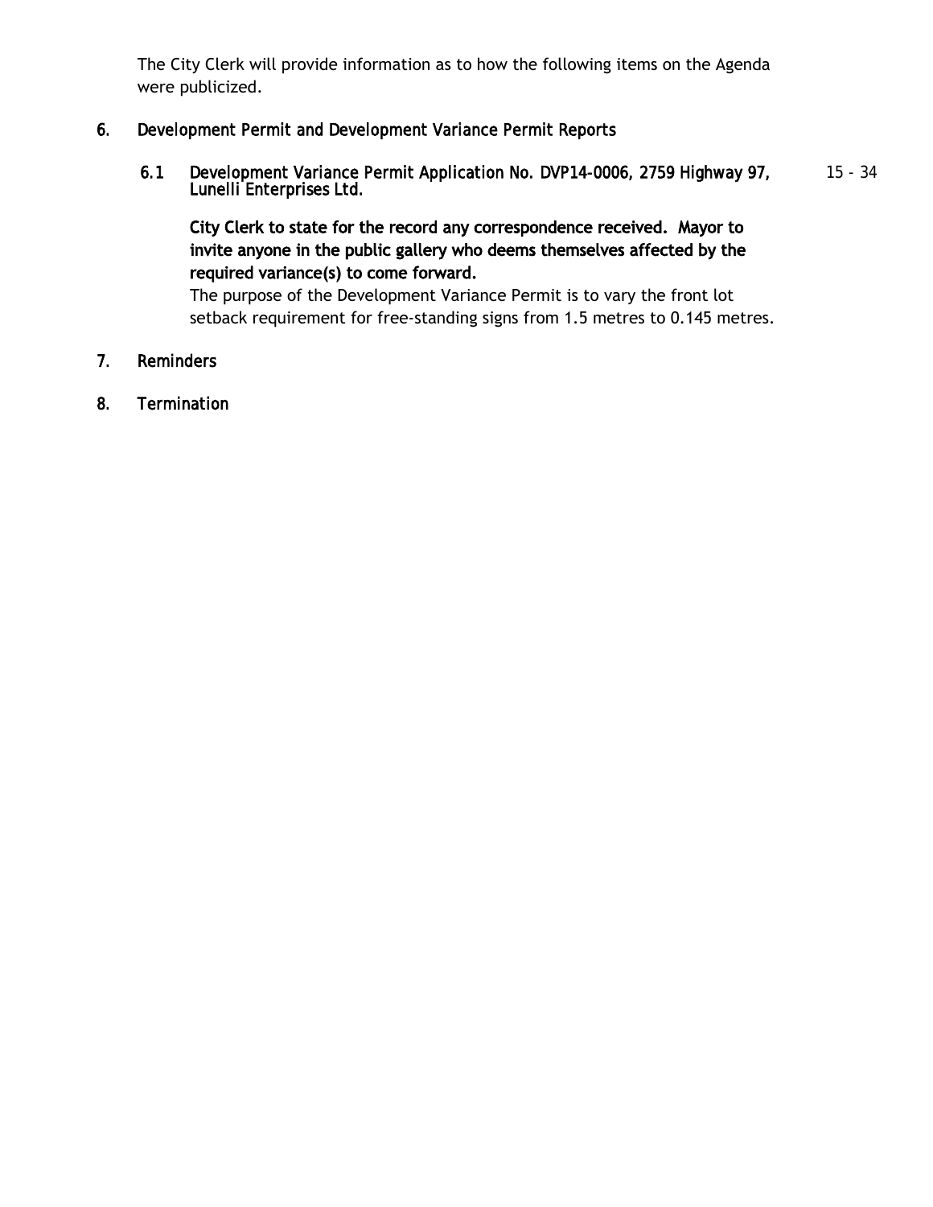The City Clerk will provide information as to how the following items on the Agenda were publicized.

## 6. Development Permit and Development Variance Permit Reports

### 6.1 Development Variance Permit Application No. DVP14-0006, 2759 Highway 97, Lunelli Enterprises Ltd. 15 - 34

**City Clerk to state for the record any correspondence received. Mayor to invite anyone in the public gallery who deems themselves affected by the required variance(s) to come forward.**

The purpose of the Development Variance Permit is to vary the front lot setback requirement for free-standing signs from 1.5 metres to 0.145 metres.

## 7. Reminders

## 8. Termination